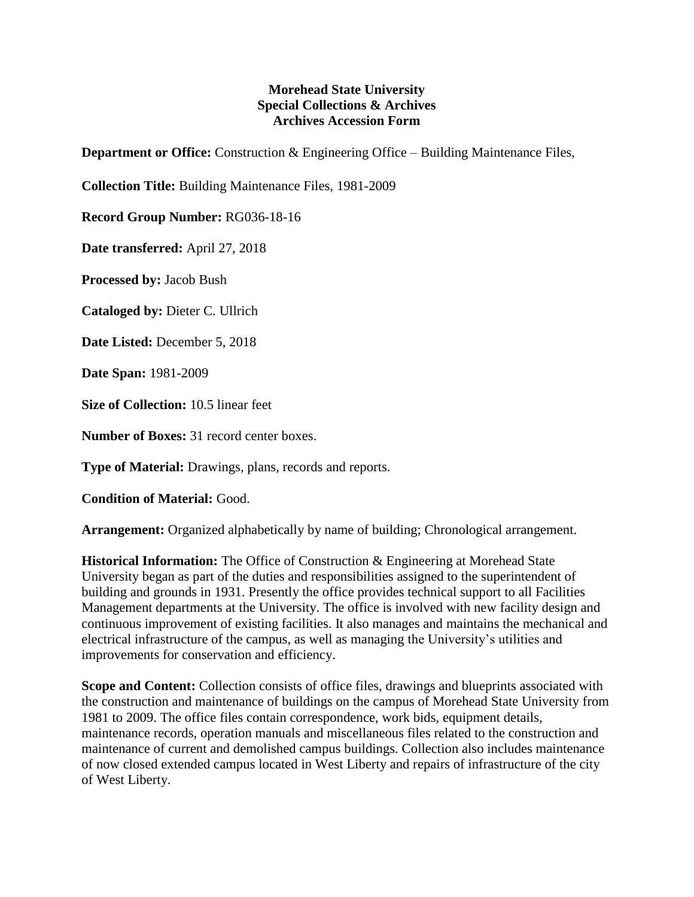**Morehead State University**
**Special Collections & Archives**
**Archives Accession Form**

**Department or Office:** Construction & Engineering Office – Building Maintenance Files,

**Collection Title:** Building Maintenance Files, 1981-2009

**Record Group Number:** RG036-18-16

**Date transferred:** April 27, 2018

**Processed by:** Jacob Bush

**Cataloged by:** Dieter C. Ullrich

**Date Listed:** December 5, 2018

**Date Span:** 1981-2009

**Size of Collection:** 10.5 linear feet

**Number of Boxes:** 31 record center boxes.

**Type of Material:** Drawings, plans, records and reports.

**Condition of Material:** Good.

**Arrangement:** Organized alphabetically by name of building; Chronological arrangement.

**Historical Information:** The Office of Construction & Engineering at Morehead State University began as part of the duties and responsibilities assigned to the superintendent of building and grounds in 1931. Presently the office provides technical support to all Facilities Management departments at the University. The office is involved with new facility design and continuous improvement of existing facilities. It also manages and maintains the mechanical and electrical infrastructure of the campus, as well as managing the University's utilities and improvements for conservation and efficiency.

**Scope and Content:** Collection consists of office files, drawings and blueprints associated with the construction and maintenance of buildings on the campus of Morehead State University from 1981 to 2009. The office files contain correspondence, work bids, equipment details, maintenance records, operation manuals and miscellaneous files related to the construction and maintenance of current and demolished campus buildings. Collection also includes maintenance of now closed extended campus located in West Liberty and repairs of infrastructure of the city of West Liberty.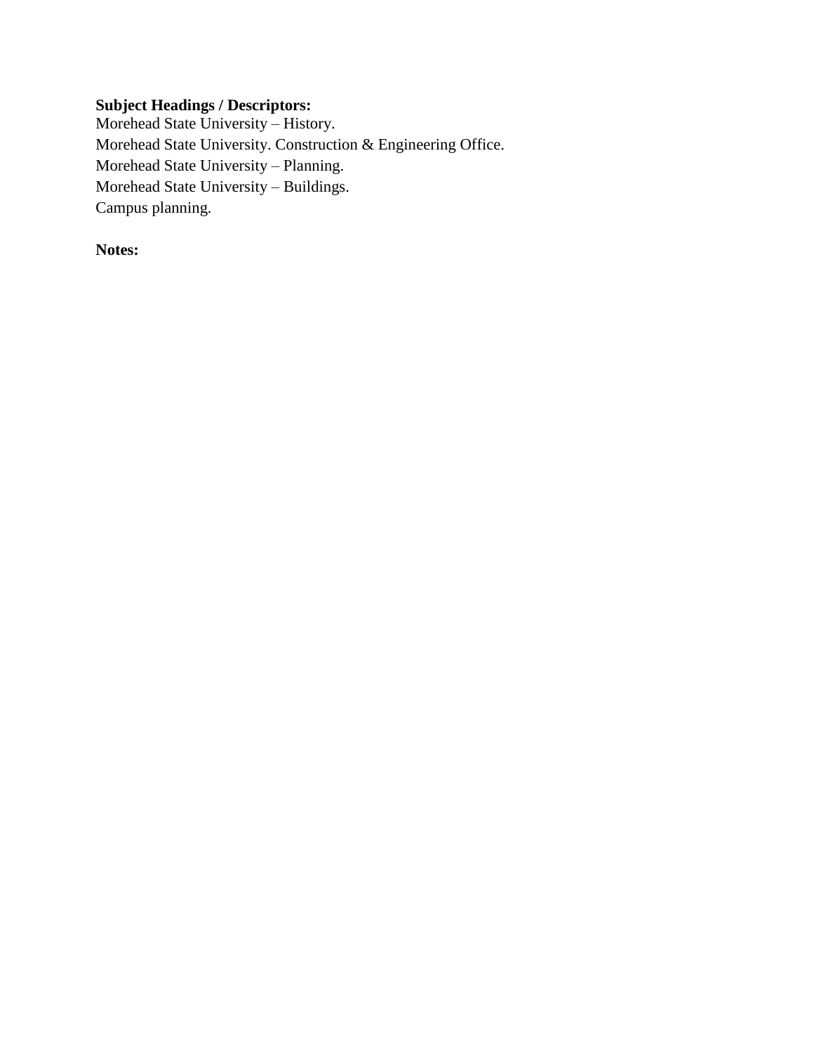**Subject Headings / Descriptors:**
Morehead State University – History.
Morehead State University. Construction & Engineering Office.
Morehead State University – Planning.
Morehead State University – Buildings.
Campus planning.

**Notes:**